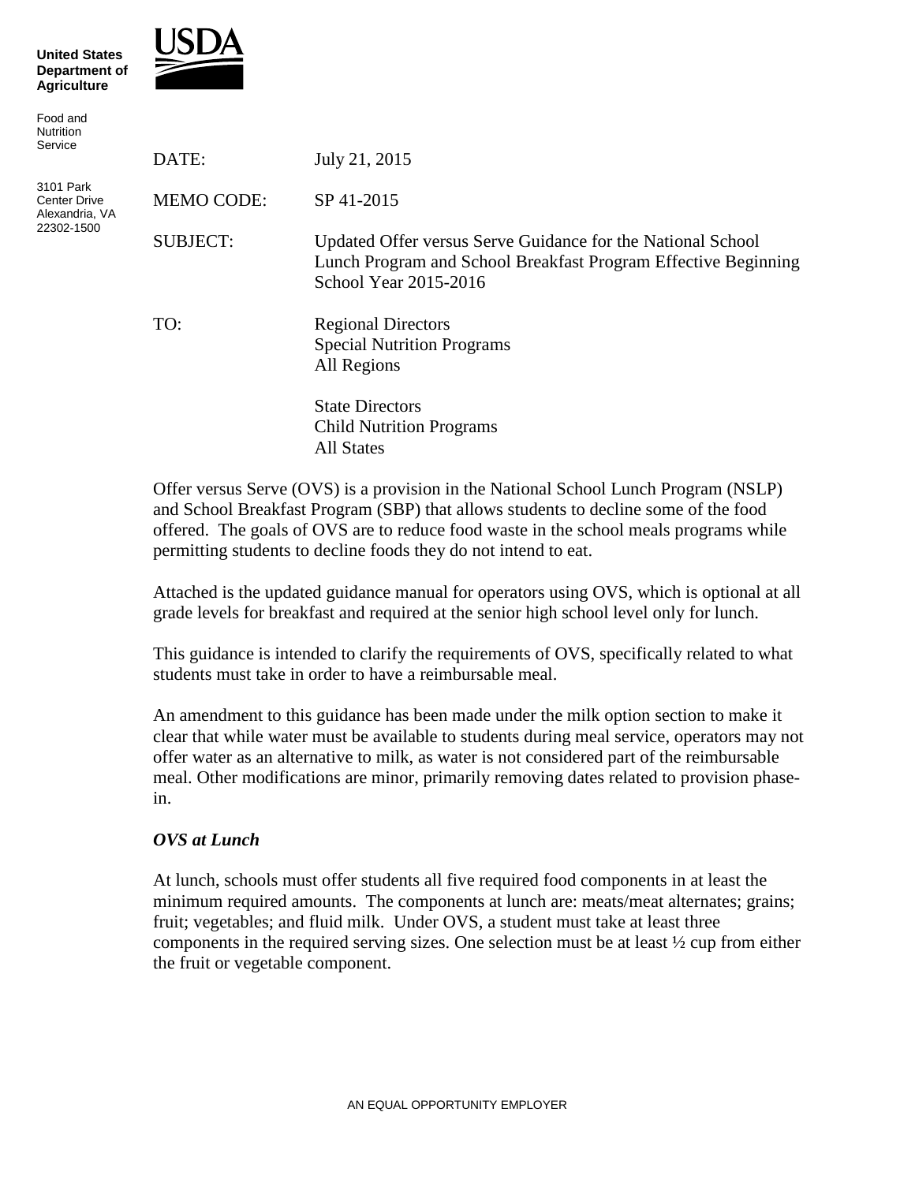**United States Department of Agriculture**

Food and Nutrition Service

3101 Park Center Drive
Alexandria, VA 22302-1500

| | |
|---|---|
| DATE: | July 21, 2015 |
| MEMO CODE: | SP 41-2015 |
| SUBJECT: | Updated Offer versus Serve Guidance for the National School Lunch Program and School Breakfast Program Effective Beginning School Year 2015-2016 |
| TO: | Regional Directors<br>Special Nutrition Programs<br>All Regions<br><br>State Directors<br>Child Nutrition Programs<br>All States |

Offer versus Serve (OVS) is a provision in the National School Lunch Program (NSLP) and School Breakfast Program (SBP) that allows students to decline some of the food offered. The goals of OVS are to reduce food waste in the school meals programs while permitting students to decline foods they do not intend to eat.

Attached is the updated guidance manual for operators using OVS, which is optional at all grade levels for breakfast and required at the senior high school level only for lunch.

This guidance is intended to clarify the requirements of OVS, specifically related to what students must take in order to have a reimbursable meal.

An amendment to this guidance has been made under the milk option section to make it clear that while water must be available to students during meal service, operators may not offer water as an alternative to milk, as water is not considered part of the reimbursable meal. Other modifications are minor, primarily removing dates related to provision phase-in.

***OVS at Lunch***

At lunch, schools must offer students all five required food components in at least the minimum required amounts. The components at lunch are: meats/meat alternates; grains; fruit; vegetables; and fluid milk. Under OVS, a student must take at least three components in the required serving sizes. One selection must be at least ½ cup from either the fruit or vegetable component.

AN EQUAL OPPORTUNITY EMPLOYER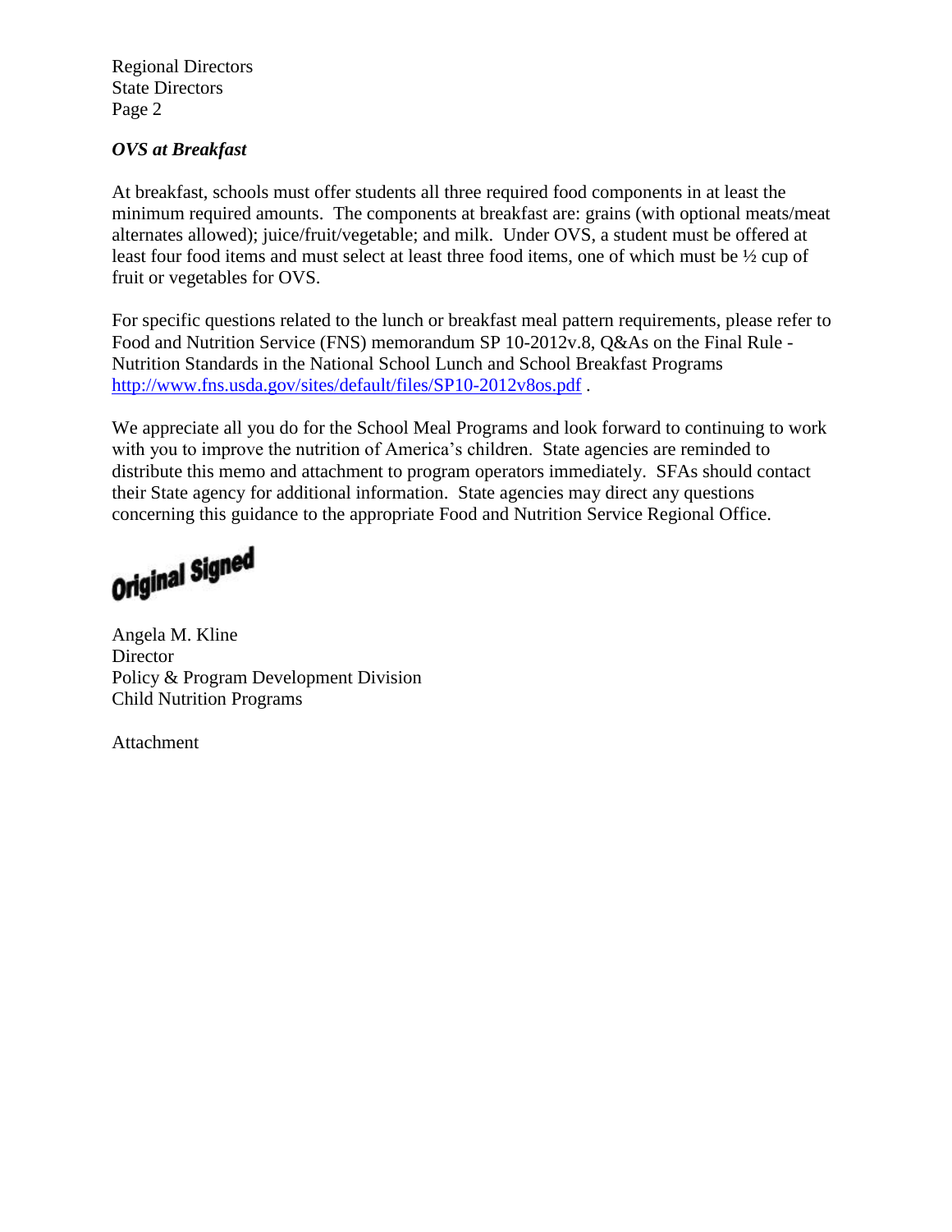### *OVS at Breakfast*

At breakfast, schools must offer students all three required food components in at least the minimum required amounts. The components at breakfast are: grains (with optional meats/meat alternates allowed); juice/fruit/vegetable; and milk. Under OVS, a student must be offered at least four food items and must select at least three food items, one of which must be ½ cup of fruit or vegetables for OVS.

For specific questions related to the lunch or breakfast meal pattern requirements, please refer to Food and Nutrition Service (FNS) memorandum SP 10-2012v.8, Q&As on the Final Rule - Nutrition Standards in the National School Lunch and School Breakfast Programs http://www.fns.usda.gov/sites/default/files/SP10-2012v8os.pdf .

We appreciate all you do for the School Meal Programs and look forward to continuing to work with you to improve the nutrition of America's children. State agencies are reminded to distribute this memo and attachment to program operators immediately. SFAs should contact their State agency for additional information. State agencies may direct any questions concerning this guidance to the appropriate Food and Nutrition Service Regional Office.

Original Signed

Angela M. Kline
Director
Policy & Program Development Division
Child Nutrition Programs

Attachment